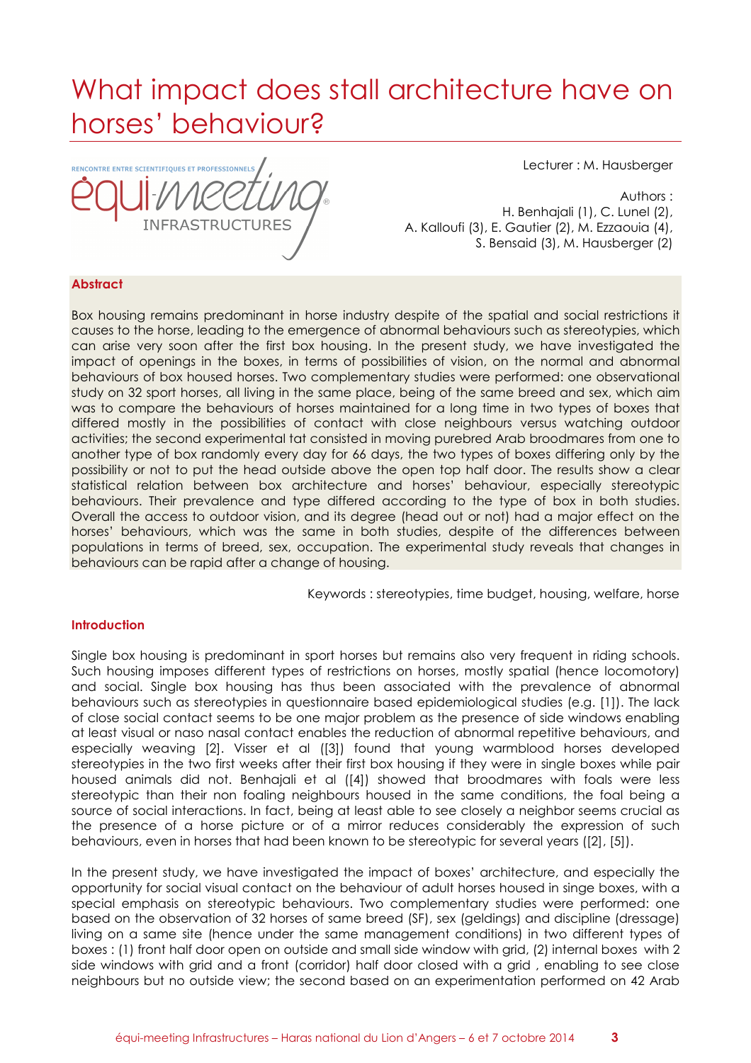// What impact does stall architecture have on horses' behaviour?

Lecturer : M. Hausberger

Authors :
H. Benhajali (1), C. Lunel (2),
A. Kalloufi (3), E. Gautier (2), M. Ezzaouia (4),
S. Bensaid (3), M. Hausberger (2)

**Abstract**

Box housing remains predominant in horse industry despite of the spatial and social restrictions it causes to the horse, leading to the emergence of abnormal behaviours such as stereotypies, which can arise very soon after the first box housing. In the present study, we have investigated the impact of openings in the boxes, in terms of possibilities of vision, on the normal and abnormal behaviours of box housed horses. Two complementary studies were performed: one observational study on 32 sport horses, all living in the same place, being of the same breed and sex, which aim was to compare the behaviours of horses maintained for a long time in two types of boxes that differed mostly in the possibilities of contact with close neighbours versus watching outdoor activities; the second experimental tat consisted in moving purebred Arab broodmares from one to another type of box randomly every day for 66 days, the two types of boxes differing only by the possibility or not to put the head outside above the open top half door. The results show a clear statistical relation between box architecture and horses' behaviour, especially stereotypic behaviours. Their prevalence and type differed according to the type of box in both studies. Overall the access to outdoor vision, and its degree (head out or not) had a major effect on the horses' behaviours, which was the same in both studies, despite of the differences between populations in terms of breed, sex, occupation. The experimental study reveals that changes in behaviours can be rapid after a change of housing.

Keywords : stereotypies, time budget, housing, welfare, horse

**Introduction**

Single box housing is predominant in sport horses but remains also very frequent in riding schools. Such housing imposes different types of restrictions on horses, mostly spatial (hence locomotory) and social. Single box housing has thus been associated with the prevalence of abnormal behaviours such as stereotypies in questionnaire based epidemiological studies (e.g. [1]). The lack of close social contact seems to be one major problem as the presence of side windows enabling at least visual or naso nasal contact enables the reduction of abnormal repetitive behaviours, and especially weaving [2]. Visser et al ([3]) found that young warmblood horses developed stereotypies in the two first weeks after their first box housing if they were in single boxes while pair housed animals did not. Benhajali et al ([4]) showed that broodmares with foals were less stereotypic than their non foaling neighbours housed in the same conditions, the foal being a source of social interactions. In fact, being at least able to see closely a neighbor seems crucial as the presence of a horse picture or of a mirror reduces considerably the expression of such behaviours, even in horses that had been known to be stereotypic for several years ([2], [5]).

In the present study, we have investigated the impact of boxes' architecture, and especially the opportunity for social visual contact on the behaviour of adult horses housed in singe boxes, with a special emphasis on stereotypic behaviours. Two complementary studies were performed: one based on the observation of 32 horses of same breed (SF), sex (geldings) and discipline (dressage) living on a same site (hence under the same management conditions) in two different types of boxes : (1) front half door open on outside and small side window with grid, (2) internal boxes with 2 side windows with grid and a front (corridor) half door closed with a grid , enabling to see close neighbours but no outside view; the second based on an experimentation performed on 42 Arab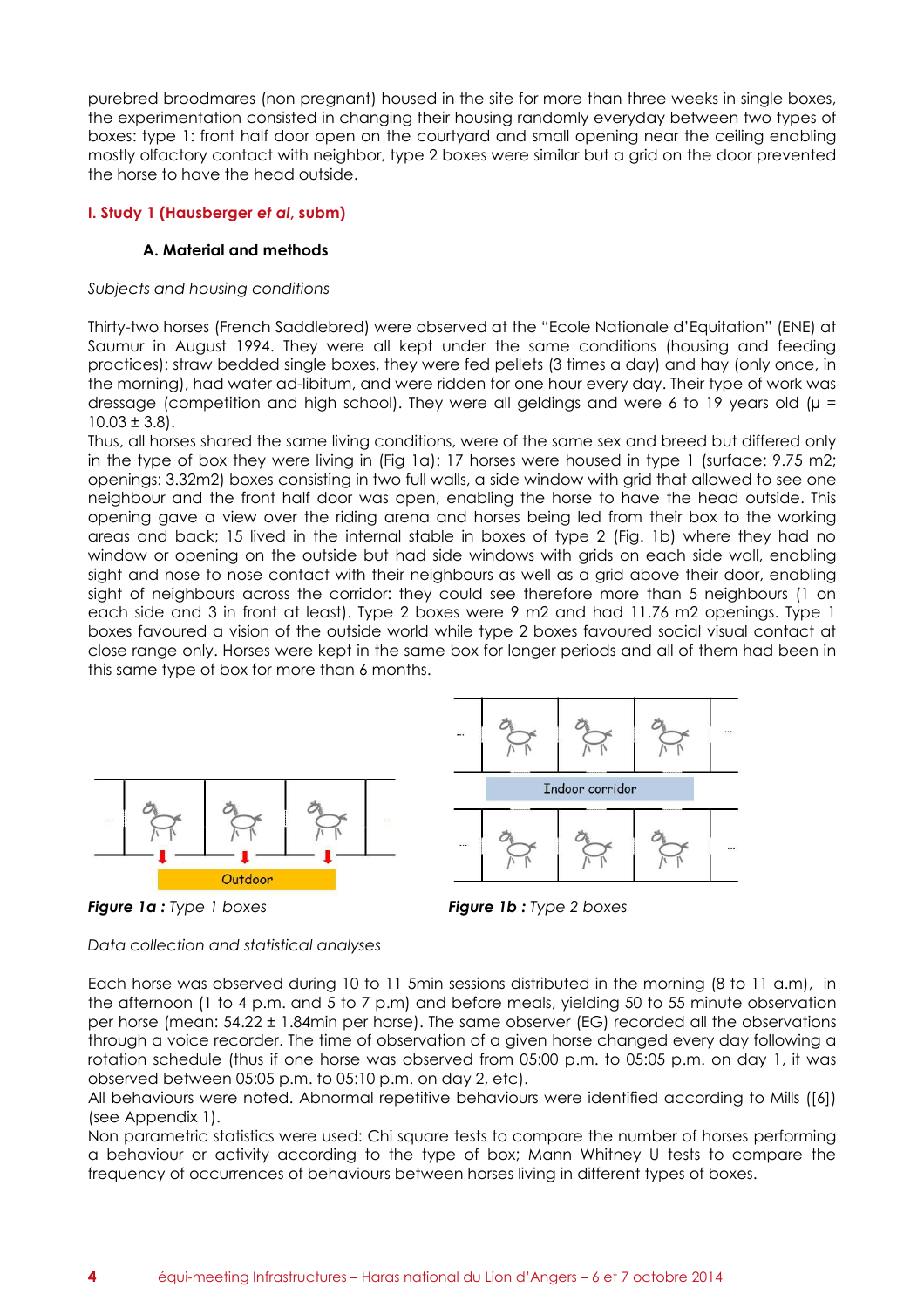purebred broodmares (non pregnant) housed in the site for more than three weeks in single boxes, the experimentation consisted in changing their housing randomly everyday between two types of boxes: type 1: front half door open on the courtyard and small opening near the ceiling enabling mostly olfactory contact with neighbor, type 2 boxes were similar but a grid on the door prevented the horse to have the head outside.

## I. Study 1 (Hausberger *et al*, subm)

### A. Material and methods

*Subjects and housing conditions*

Thirty-two horses (French Saddlebred) were observed at the "Ecole Nationale d'Equitation" (ENE) at Saumur in August 1994. They were all kept under the same conditions (housing and feeding practices): straw bedded single boxes, they were fed pellets (3 times a day) and hay (only once, in the morning), had water ad-libitum, and were ridden for one hour every day. Their type of work was dressage (competition and high school). They were all geldings and were 6 to 19 years old ($\mu$ = 10.03 ± 3.8).

Thus, all horses shared the same living conditions, were of the same sex and breed but differed only in the type of box they were living in (Fig 1a): 17 horses were housed in type 1 (surface: 9.75 m2; openings: 3.32m2) boxes consisting in two full walls, a side window with grid that allowed to see one neighbour and the front half door was open, enabling the horse to have the head outside. This opening gave a view over the riding arena and horses being led from their box to the working areas and back; 15 lived in the internal stable in boxes of type 2 (Fig. 1b) where they had no window or opening on the outside but had side windows with grids on each side wall, enabling sight and nose to nose contact with their neighbours as well as a grid above their door, enabling sight of neighbours across the corridor: they could see therefore more than 5 neighbours (1 on each side and 3 in front at least). Type 2 boxes were 9 m2 and had 11.76 m2 openings. Type 1 boxes favoured a vision of the outside world while type 2 boxes favoured social visual contact at close range only. Horses were kept in the same box for longer periods and all of them had been in this same type of box for more than 6 months.

**Figure 1a :** *Type 1 boxes*

**Figure 1b :** *Type 2 boxes*

*Data collection and statistical analyses*

Each horse was observed during 10 to 11 5min sessions distributed in the morning (8 to 11 a.m), in the afternoon (1 to 4 p.m. and 5 to 7 p.m) and before meals, yielding 50 to 55 minute observation per horse (mean: 54.22 ± 1.84min per horse). The same observer (EG) recorded all the observations through a voice recorder. The time of observation of a given horse changed every day following a rotation schedule (thus if one horse was observed from 05:00 p.m. to 05:05 p.m. on day 1, it was observed between 05:05 p.m. to 05:10 p.m. on day 2, etc).

All behaviours were noted. Abnormal repetitive behaviours were identified according to Mills ([6]) (see Appendix 1).

Non parametric statistics were used: Chi square tests to compare the number of horses performing a behaviour or activity according to the type of box; Mann Whitney U tests to compare the frequency of occurrences of behaviours between horses living in different types of boxes.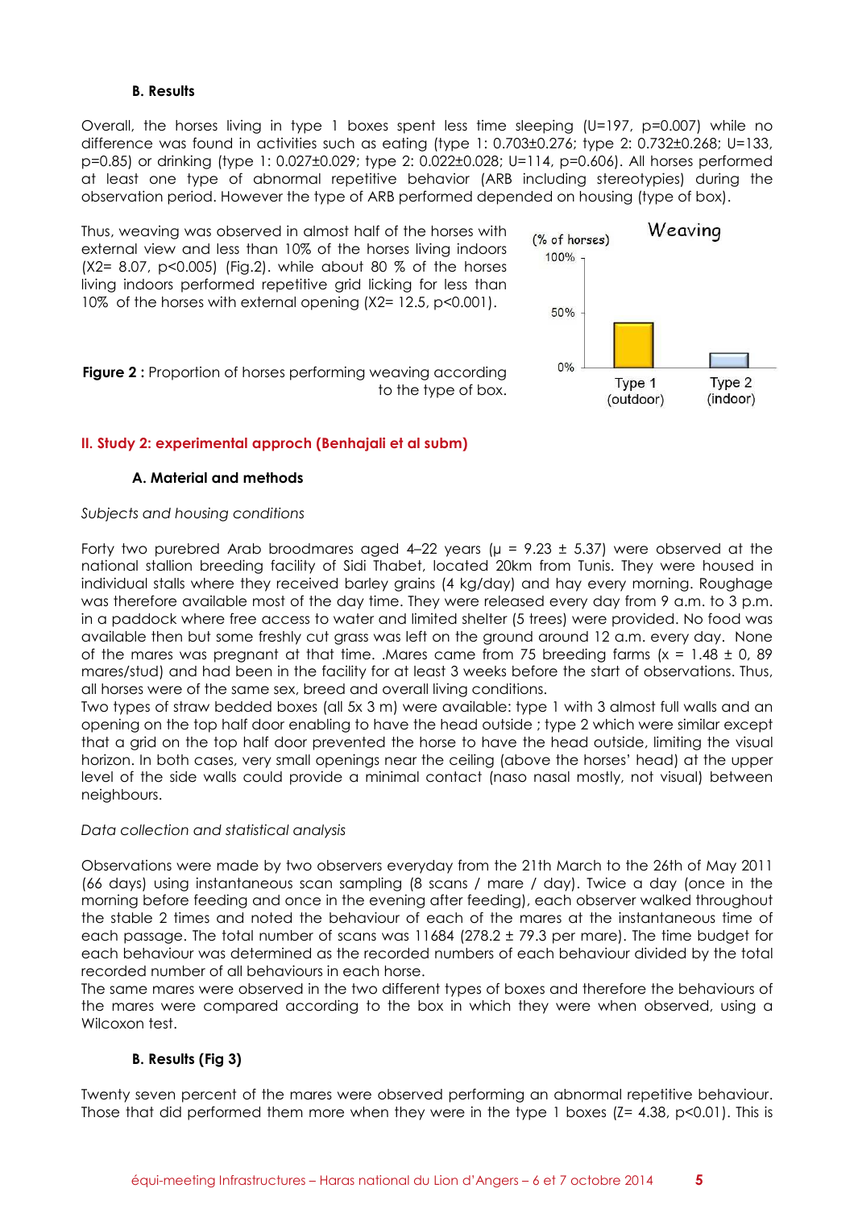### B. Results

Overall, the horses living in type 1 boxes spent less time sleeping (U=197, p=0.007) while no difference was found in activities such as eating (type 1: 0.703±0.276; type 2: 0.732±0.268; U=133, p=0.85) or drinking (type 1: 0.027±0.029; type 2: 0.022±0.028; U=114, p=0.606). All horses performed at least one type of abnormal repetitive behavior (ARB including stereotypies) during the observation period. However the type of ARB performed depended on housing (type of box).

Thus, weaving was observed in almost half of the horses with external view and less than 10% of the horses living indoors ($X2= 8.07$, $p<0.005$) (Fig.2). while about 80 % of the horses living indoors performed repetitive grid licking for less than 10% of the horses with external opening ($X2= 12.5$, $p<0.001$).

**Figure 2 :** Proportion of horses performing weaving according to the type of box.

## II. Study 2: experimental approch (Benhajali et al subm)

### A. Material and methods

*Subjects and housing conditions*

Forty two purebred Arab broodmares aged 4–22 years (μ = 9.23 ± 5.37) were observed at the national stallion breeding facility of Sidi Thabet, located 20km from Tunis. They were housed in individual stalls where they received barley grains (4 kg/day) and hay every morning. Roughage was therefore available most of the day time. They were released every day from 9 a.m. to 3 p.m. in a paddock where free access to water and limited shelter (5 trees) were provided. No food was available then but some freshly cut grass was left on the ground around 12 a.m. every day. None of the mares was pregnant at that time. .Mares came from 75 breeding farms (x = 1.48 ± 0, 89 mares/stud) and had been in the facility for at least 3 weeks before the start of observations. Thus, all horses were of the same sex, breed and overall living conditions.
Two types of straw bedded boxes (all 5x 3 m) were available: type 1 with 3 almost full walls and an opening on the top half door enabling to have the head outside ; type 2 which were similar except that a grid on the top half door prevented the horse to have the head outside, limiting the visual horizon. In both cases, very small openings near the ceiling (above the horses' head) at the upper level of the side walls could provide a minimal contact (naso nasal mostly, not visual) between neighbours.

*Data collection and statistical analysis*

Observations were made by two observers everyday from the 21th March to the 26th of May 2011 (66 days) using instantaneous scan sampling (8 scans / mare / day). Twice a day (once in the morning before feeding and once in the evening after feeding), each observer walked throughout the stable 2 times and noted the behaviour of each of the mares at the instantaneous time of each passage. The total number of scans was 11684 (278.2 ± 79.3 per mare). The time budget for each behaviour was determined as the recorded numbers of each behaviour divided by the total recorded number of all behaviours in each horse.
The same mares were observed in the two different types of boxes and therefore the behaviours of the mares were compared according to the box in which they were when observed, using a Wilcoxon test.

### B. Results (Fig 3)

Twenty seven percent of the mares were observed performing an abnormal repetitive behaviour. Those that did performed them more when they were in the type 1 boxes ($Z= 4.38$, $p<0.01$). This is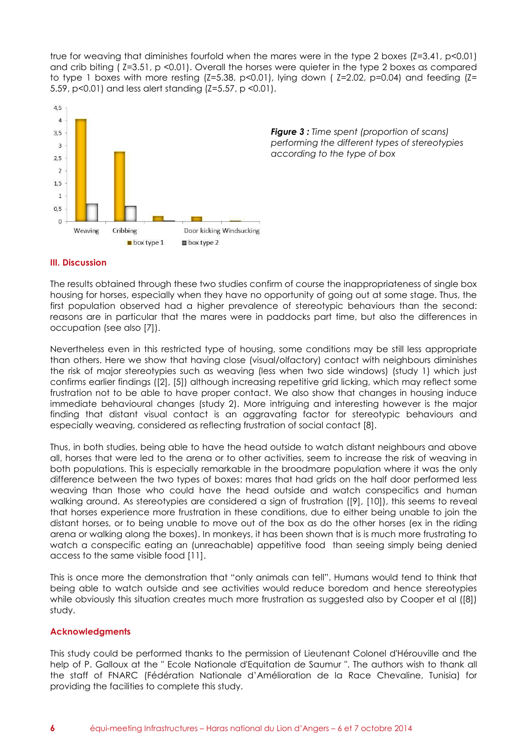true for weaving that diminishes fourfold when the mares were in the type 2 boxes ($Z=3.41$, $p<0.01$) and crib biting ( $Z=3.51$, $p<0.01$). Overall the horses were quieter in the type 2 boxes as compared to type 1 boxes with more resting ($Z=5.38$, $p<0.01$), lying down ( $Z=2.02$, $p=0.04$) and feeding ($Z=5.59$, $p<0.01$) and less alert standing ($Z=5.57$, $p<0.01$).

***Figure 3 :*** *Time spent (proportion of scans) performing the different types of stereotypies according to the type of box*

## III. Discussion

The results obtained through these two studies confirm of course the inappropriateness of single box housing for horses, especially when they have no opportunity of going out at some stage. Thus, the first population observed had a higher prevalence of stereotypic behaviours than the second: reasons are in particular that the mares were in paddocks part time, but also the differences in occupation (see also [7]).

Nevertheless even in this restricted type of housing, some conditions may be still less appropriate than others. Here we show that having close (visual/olfactory) contact with neighbours diminishes the risk of major stereotypies such as weaving (less when two side windows) (study 1) which just confirms earlier findings ([2], [5]) although increasing repetitive grid licking, which may reflect some frustration not to be able to have proper contact. We also show that changes in housing induce immediate behavioural changes (study 2). More intriguing and interesting however is the major finding that distant visual contact is an aggravating factor for stereotypic behaviours and especially weaving, considered as reflecting frustration of social contact [8].

Thus, in both studies, being able to have the head outside to watch distant neighbours and above all, horses that were led to the arena or to other activities, seem to increase the risk of weaving in both populations. This is especially remarkable in the broodmare population where it was the only difference between the two types of boxes: mares that had grids on the half door performed less weaving than those who could have the head outside and watch conspecifics and human walking around. As stereotypies are considered a sign of frustration ([9], [10]), this seems to reveal that horses experience more frustration in these conditions, due to either being unable to join the distant horses, or to being unable to move out of the box as do the other horses (ex in the riding arena or walking along the boxes). In monkeys, it has been shown that is is much more frustrating to watch a conspecific eating an (unreachable) appetitive food than seeing simply being denied access to the same visible food [11].

This is once more the demonstration that "only animals can tell". Humans would tend to think that being able to watch outside and see activities would reduce boredom and hence stereotypies while obviously this situation creates much more frustration as suggested also by Cooper et al ([8]) study.

## Acknowledgments

This study could be performed thanks to the permission of Lieutenant Colonel d'Hérouville and the help of P. Galloux at the " Ecole Nationale d'Equitation de Saumur ". The authors wish to thank all the staff of FNARC (Fédération Nationale d'Amélioration de la Race Chevaline, Tunisia) for providing the facilities to complete this study.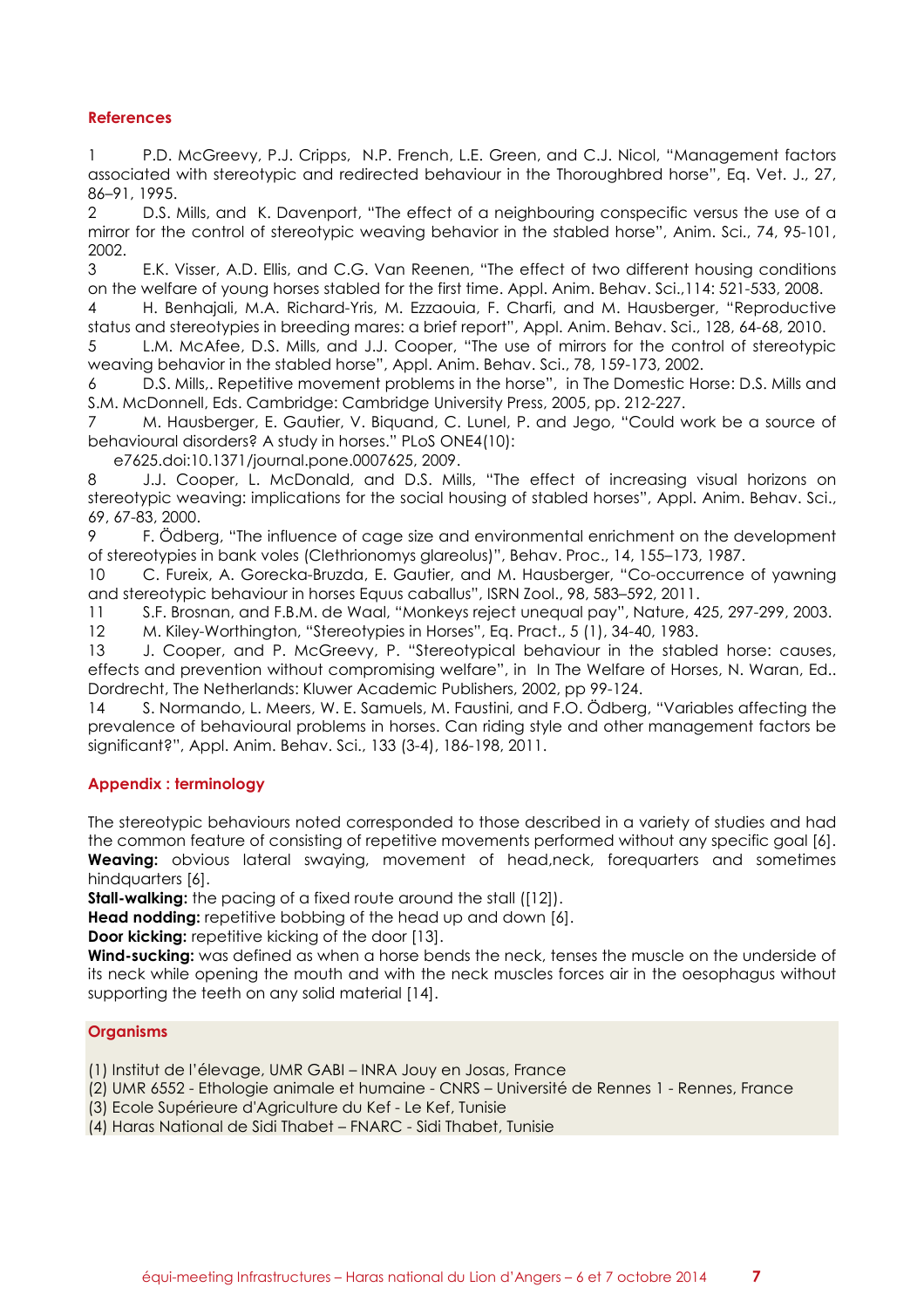## References

1 P.D. McGreevy, P.J. Cripps, N.P. French, L.E. Green, and C.J. Nicol, "Management factors associated with stereotypic and redirected behaviour in the Thoroughbred horse", Eq. Vet. J., 27, 86–91, 1995.

2 D.S. Mills, and K. Davenport, "The effect of a neighbouring conspecific versus the use of a mirror for the control of stereotypic weaving behavior in the stabled horse", Anim. Sci., 74, 95-101, 2002.

3 E.K. Visser, A.D. Ellis, and C.G. Van Reenen, "The effect of two different housing conditions on the welfare of young horses stabled for the first time. Appl. Anim. Behav. Sci.,114: 521-533, 2008.

4 H. Benhajali, M.A. Richard-Yris, M. Ezzaouia, F. Charfi, and M. Hausberger, "Reproductive status and stereotypies in breeding mares: a brief report", Appl. Anim. Behav. Sci., 128, 64-68, 2010.

5 L.M. McAfee, D.S. Mills, and J.J. Cooper, "The use of mirrors for the control of stereotypic weaving behavior in the stabled horse", Appl. Anim. Behav. Sci., 78, 159-173, 2002.

6 D.S. Mills,. Repetitive movement problems in the horse", in The Domestic Horse: D.S. Mills and S.M. McDonnell, Eds. Cambridge: Cambridge University Press, 2005, pp. 212-227.

7 M. Hausberger, E. Gautier, V. Biquand, C. Lunel, P. and Jego, "Could work be a source of behavioural disorders? A study in horses." PLoS ONE4(10): e7625.doi:10.1371/journal.pone.0007625, 2009.

8 J.J. Cooper, L. McDonald, and D.S. Mills, "The effect of increasing visual horizons on stereotypic weaving: implications for the social housing of stabled horses", Appl. Anim. Behav. Sci., 69, 67-83, 2000.

9 F. Ödberg, "The influence of cage size and environmental enrichment on the development of stereotypies in bank voles (Clethrionomys glareolus)", Behav. Proc., 14, 155–173, 1987.

10 C. Fureix, A. Gorecka-Bruzda, E. Gautier, and M. Hausberger, "Co-occurrence of yawning and stereotypic behaviour in horses Equus caballus", ISRN Zool., 98, 583–592, 2011.

11 S.F. Brosnan, and F.B.M. de Waal, "Monkeys reject unequal pay", Nature, 425, 297-299, 2003.

12 M. Kiley-Worthington, "Stereotypies in Horses", Eq. Pract., 5 (1), 34-40, 1983.

13 J. Cooper, and P. McGreevy, P. "Stereotypical behaviour in the stabled horse: causes, effects and prevention without compromising welfare", in In The Welfare of Horses, N. Waran, Ed.. Dordrecht, The Netherlands: Kluwer Academic Publishers, 2002, pp 99-124.

14 S. Normando, L. Meers, W. E. Samuels, M. Faustini, and F.O. Ödberg, "Variables affecting the prevalence of behavioural problems in horses. Can riding style and other management factors be significant?", Appl. Anim. Behav. Sci., 133 (3-4), 186-198, 2011.

## Appendix : terminology

The stereotypic behaviours noted corresponded to those described in a variety of studies and had the common feature of consisting of repetitive movements performed without any specific goal [6].
**Weaving:** obvious lateral swaying, movement of head,neck, forequarters and sometimes hindquarters [6].
**Stall-walking:** the pacing of a fixed route around the stall ([12]).
**Head nodding:** repetitive bobbing of the head up and down [6].
**Door kicking:** repetitive kicking of the door [13].
**Wind-sucking:** was defined as when a horse bends the neck, tenses the muscle on the underside of its neck while opening the mouth and with the neck muscles forces air in the oesophagus without supporting the teeth on any solid material [14].

## Organisms

(1) Institut de l'élevage, UMR GABI – INRA Jouy en Josas, France
(2) UMR 6552 - Ethologie animale et humaine - CNRS – Université de Rennes 1 - Rennes, France
(3) Ecole Supérieure d'Agriculture du Kef - Le Kef, Tunisie
(4) Haras National de Sidi Thabet – FNARC - Sidi Thabet, Tunisie